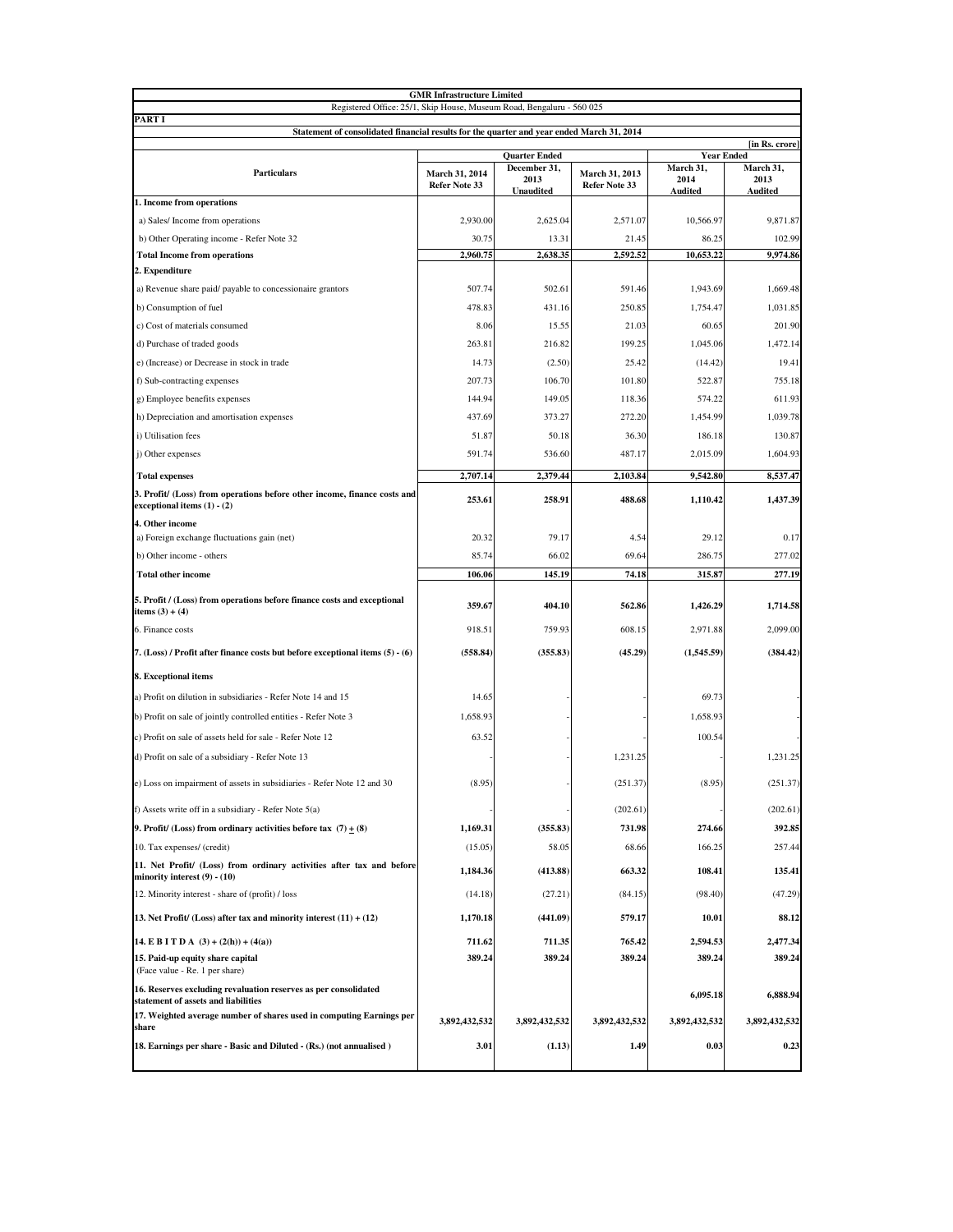**GMR Infrastructure Limited**

Registered Office: 25/1, Skip House, Museum Road, Bengaluru - 560 025

**PART I**

**Statement of consolidated financial results for the quarter and year ended March 31, 2014**

[in Rs. crore]

| Particulars | Quarter Ended | | | Year Ended | |
|---|---|---|---|---|---|
| | March 31, 2014 Refer Note 33 | December 31, 2013 Unaudited | March 31, 2013 Refer Note 33 | March 31, 2014 Audited | March 31, 2013 Audited |
| **1. Income from operations** | | | | | |
| a) Sales/ Income from operations | 2,930.00 | 2,625.04 | 2,571.07 | 10,566.97 | 9,871.87 |
| b) Other Operating income - Refer Note 32 | 30.75 | 13.31 | 21.45 | 86.25 | 102.99 |
| **Total Income from operations** | **2,960.75** | **2,638.35** | **2,592.52** | **10,653.22** | **9,974.86** |
| **2. Expenditure** | | | | | |
| a) Revenue share paid/ payable to concessionaire grantors | 507.74 | 502.61 | 591.46 | 1,943.69 | 1,669.48 |
| b) Consumption of fuel | 478.83 | 431.16 | 250.85 | 1,754.47 | 1,031.85 |
| c) Cost of materials consumed | 8.06 | 15.55 | 21.03 | 60.65 | 201.90 |
| d) Purchase of traded goods | 263.81 | 216.82 | 199.25 | 1,045.06 | 1,472.14 |
| e) (Increase) or Decrease in stock in trade | 14.73 | (2.50) | 25.42 | (14.42) | 19.41 |
| f) Sub-contracting expenses | 207.73 | 106.70 | 101.80 | 522.87 | 755.18 |
| g) Employee benefits expenses | 144.94 | 149.05 | 118.36 | 574.22 | 611.93 |
| h) Depreciation and amortisation expenses | 437.69 | 373.27 | 272.20 | 1,454.99 | 1,039.78 |
| i) Utilisation fees | 51.87 | 50.18 | 36.30 | 186.18 | 130.87 |
| j) Other expenses | 591.74 | 536.60 | 487.17 | 2,015.09 | 1,604.93 |
| **Total expenses** | **2,707.14** | **2,379.44** | **2,103.84** | **9,542.80** | **8,537.47** |
| **3. Profit/ (Loss) from operations before other income, finance costs and exceptional items (1) - (2)** | **253.61** | **258.91** | **488.68** | **1,110.42** | **1,437.39** |
| **4. Other income** | | | | | |
| a) Foreign exchange fluctuations gain (net) | 20.32 | 79.17 | 4.54 | 29.12 | 0.17 |
| b) Other income - others | 85.74 | 66.02 | 69.64 | 286.75 | 277.02 |
| **Total other income** | **106.06** | **145.19** | **74.18** | **315.87** | **277.19** |
| **5. Profit / (Loss) from operations before finance costs and exceptional items (3) + (4)** | **359.67** | **404.10** | **562.86** | **1,426.29** | **1,714.58** |
| 6. Finance costs | 918.51 | 759.93 | 608.15 | 2,971.88 | 2,099.00 |
| **7. (Loss) / Profit after finance costs but before exceptional items (5) - (6)** | **(558.84)** | **(355.83)** | **(45.29)** | **(1,545.59)** | **(384.42)** |
| **8. Exceptional items** | | | | | |
| a) Profit on dilution in subsidiaries - Refer Note 14 and 15 | 14.65 | - | - | 69.73 | - |
| b) Profit on sale of jointly controlled entities - Refer Note 3 | 1,658.93 | - | - | 1,658.93 | - |
| c) Profit on sale of assets held for sale - Refer Note 12 | 63.52 | - | - | 100.54 | - |
| d) Profit on sale of a subsidiary - Refer Note 13 | - | - | 1,231.25 | - | 1,231.25 |
| e) Loss on impairment of assets in subsidiaries - Refer Note 12 and 30 | (8.95) | - | (251.37) | (8.95) | (251.37) |
| f) Assets write off in a subsidiary - Refer Note 5(a) | - | - | (202.61) | - | (202.61) |
| **9. Profit/ (Loss) from ordinary activities before tax (7) ± (8)** | **1,169.31** | **(355.83)** | **731.98** | **274.66** | **392.85** |
| 10. Tax expenses/ (credit) | (15.05) | 58.05 | 68.66 | 166.25 | 257.44 |
| **11. Net Profit/ (Loss) from ordinary activities after tax and before minority interest (9) - (10)** | **1,184.36** | **(413.88)** | **663.32** | **108.41** | **135.41** |
| 12. Minority interest - share of (profit) / loss | (14.18) | (27.21) | (84.15) | (98.40) | (47.29) |
| **13. Net Profit/ (Loss) after tax and minority interest (11) + (12)** | **1,170.18** | **(441.09)** | **579.17** | **10.01** | **88.12** |
| **14. E B I T D A (3) + (2(h)) + (4(a))** | **711.62** | **711.35** | **765.42** | **2,594.53** | **2,477.34** |
| **15. Paid-up equity share capital** (Face value - Re. 1 per share) | **389.24** | **389.24** | **389.24** | **389.24** | **389.24** |
| **16. Reserves excluding revaluation reserves as per consolidated statement of assets and liabilities** | | | | **6,095.18** | **6,888.94** |
| **17. Weighted average number of shares used in computing Earnings per share** | **3,892,432,532** | **3,892,432,532** | **3,892,432,532** | **3,892,432,532** | **3,892,432,532** |
| **18. Earnings per share - Basic and Diluted - (Rs.) (not annualised )** | **3.01** | **(1.13)** | **1.49** | **0.03** | **0.23** |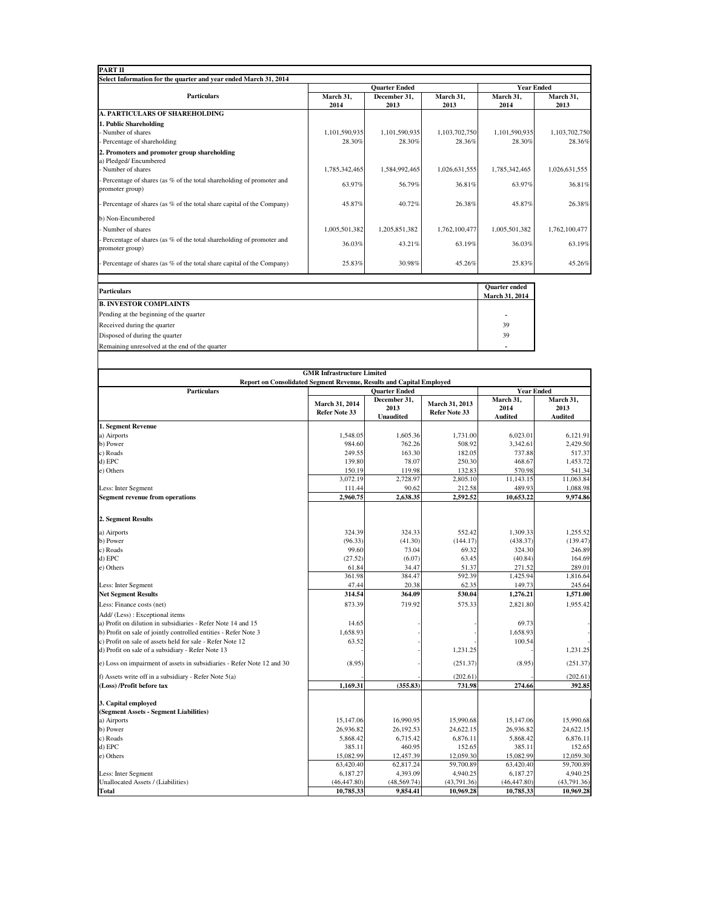## PART II

### Select Information for the quarter and year ended March 31, 2014

| Particulars | Quarter Ended | | | Year Ended | |
|---|---|---|---|---|---|
| | March 31, 2014 | December 31, 2013 | March 31, 2013 | March 31, 2014 | March 31, 2013 |
| **A. PARTICULARS OF SHAREHOLDING** | | | | | |
| **1. Public Shareholding** | | | | | |
| - Number of shares | 1,101,590,935 | 1,101,590,935 | 1,103,702,750 | 1,101,590,935 | 1,103,702,750 |
| - Percentage of shareholding | 28.30% | 28.30% | 28.36% | 28.30% | 28.36% |
| **2. Promoters and promoter group shareholding** | | | | | |
| a) Pledged/ Encumbered | | | | | |
| - Number of shares | 1,785,342,465 | 1,584,992,465 | 1,026,631,555 | 1,785,342,465 | 1,026,631,555 |
| - Percentage of shares (as % of the total shareholding of promoter and promoter group) | 63.97% | 56.79% | 36.81% | 63.97% | 36.81% |
| - Percentage of shares (as % of the total share capital of the Company) | 45.87% | 40.72% | 26.38% | 45.87% | 26.38% |
| b) Non-Encumbered | | | | | |
| - Number of shares | 1,005,501,382 | 1,205,851,382 | 1,762,100,477 | 1,005,501,382 | 1,762,100,477 |
| - Percentage of shares (as % of the total shareholding of promoter and promoter group) | 36.03% | 43.21% | 63.19% | 36.03% | 63.19% |
| - Percentage of shares (as % of the total share capital of the Company) | 25.83% | 30.98% | 45.26% | 25.83% | 45.26% |

| Particulars | Quarter ended March 31, 2014 |
|---|---|
| **B. INVESTOR COMPLAINTS** | |
| Pending at the beginning of the quarter | - |
| Received during the quarter | 39 |
| Disposed of during the quarter | 39 |
| Remaining unresolved at the end of the quarter | - |

### GMR Infrastructure Limited

#### Report on Consolidated Segment Revenue, Results and Capital Employed

| Particulars | Quarter Ended | | | Year Ended | |
|---|---|---|---|---|---|
| | March 31, 2014 Refer Note 33 | December 31, 2013 Unaudited | March 31, 2013 Refer Note 33 | March 31, 2014 Audited | March 31, 2013 Audited |
| **1. Segment Revenue** | | | | | |
| a) Airports | 1,548.05 | 1,605.36 | 1,731.00 | 6,023.01 | 6,121.91 |
| b) Power | 984.60 | 762.26 | 508.92 | 3,342.61 | 2,429.50 |
| c) Roads | 249.55 | 163.30 | 182.05 | 737.88 | 517.37 |
| d) EPC | 139.80 | 78.07 | 250.30 | 468.67 | 1,453.72 |
| e) Others | 150.19 | 119.98 | 132.83 | 570.98 | 541.34 |
| | 3,072.19 | 2,728.97 | 2,805.10 | 11,143.15 | 11,063.84 |
| Less: Inter Segment | 111.44 | 90.62 | 212.58 | 489.93 | 1,088.98 |
| **Segment revenue from operations** | **2,960.75** | **2,638.35** | **2,592.52** | **10,653.22** | **9,974.86** |
| **2. Segment Results** | | | | | |
| a) Airports | 324.39 | 324.33 | 552.42 | 1,309.33 | 1,255.52 |
| b) Power | (96.33) | (41.30) | (144.17) | (438.37) | (139.47) |
| c) Roads | 99.60 | 73.04 | 69.32 | 324.30 | 246.89 |
| d) EPC | (27.52) | (6.07) | 63.45 | (40.84) | 164.69 |
| e) Others | 61.84 | 34.47 | 51.37 | 271.52 | 289.01 |
| | 361.98 | 384.47 | 592.39 | 1,425.94 | 1,816.64 |
| Less: Inter Segment | 47.44 | 20.38 | 62.35 | 149.73 | 245.64 |
| **Net Segment Results** | **314.54** | **364.09** | **530.04** | **1,276.21** | **1,571.00** |
| Less: Finance costs (net) | 873.39 | 719.92 | 575.33 | 2,821.80 | 1,955.42 |
| Add/ (Less) : Exceptional items | | | | | |
| a) Profit on dilution in subsidiaries - Refer Note 14 and 15 | 14.65 | - | - | 69.73 | - |
| b) Profit on sale of jointly controlled entities - Refer Note 3 | 1,658.93 | - | - | 1,658.93 | - |
| c) Profit on sale of assets held for sale - Refer Note 12 | 63.52 | - | - | 100.54 | - |
| d) Profit on sale of a subsidiary - Refer Note 13 | - | - | 1,231.25 | - | 1,231.25 |
| e) Loss on impairment of assets in subsidiaries - Refer Note 12 and 30 | (8.95) | - | (251.37) | (8.95) | (251.37) |
| f) Assets write off in a subsidiary - Refer Note 5(a) | - | - | (202.61) | - | (202.61) |
| **(Loss) /Profit before tax** | **1,169.31** | **(355.83)** | **731.98** | **274.66** | **392.85** |
| **3. Capital employed** | | | | | |
| **(Segment Assets - Segment Liabilities)** | | | | | |
| a) Airports | 15,147.06 | 16,990.95 | 15,990.68 | 15,147.06 | 15,990.68 |
| b) Power | 26,936.82 | 26,192.53 | 24,622.15 | 26,936.82 | 24,622.15 |
| c) Roads | 5,868.42 | 6,715.42 | 6,876.11 | 5,868.42 | 6,876.11 |
| d) EPC | 385.11 | 460.95 | 152.65 | 385.11 | 152.65 |
| e) Others | 15,082.99 | 12,457.39 | 12,059.30 | 15,082.99 | 12,059.30 |
| | 63,420.40 | 62,817.24 | 59,700.89 | 63,420.40 | 59,700.89 |
| Less: Inter Segment | 6,187.27 | 4,393.09 | 4,940.25 | 6,187.27 | 4,940.25 |
| Unallocated Assets / (Liabilities) | (46,447.80) | (48,569.74) | (43,791.36) | (46,447.80) | (43,791.36) |
| **Total** | **10,785.33** | **9,854.41** | **10,969.28** | **10,785.33** | **10,969.28** |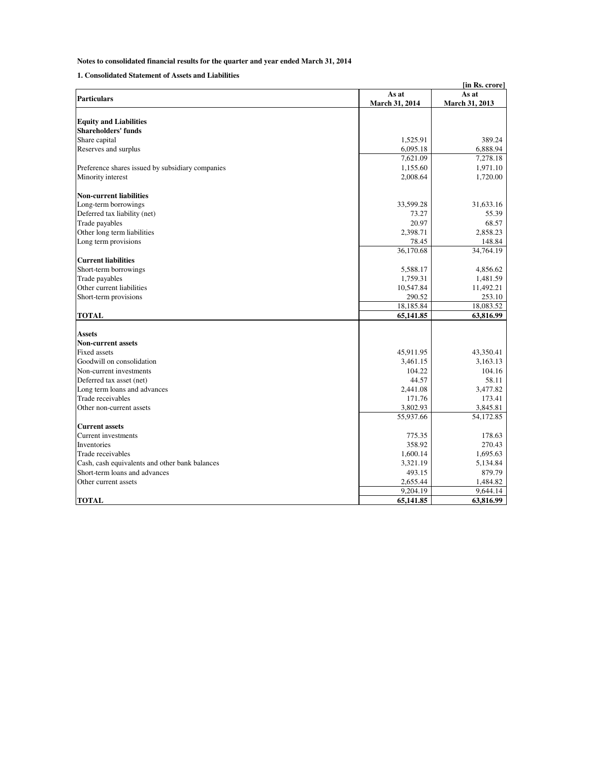**Notes to consolidated financial results for the quarter and year ended March 31, 2014**

**1. Consolidated Statement of Assets and Liabilities**

**[in Rs. crore]**

| **Particulars** | **As at March 31, 2014** | **As at March 31, 2013** |
|---|---|---|
| **Equity and Liabilities** | | |
| **Shareholders' funds** | | |
| Share capital | 1,525.91 | 389.24 |
| Reserves and surplus | 6,095.18 | 6,888.94 |
| | 7,621.09 | 7,278.18 |
| Preference shares issued by subsidiary companies | 1,155.60 | 1,971.10 |
| Minority interest | 2,008.64 | 1,720.00 |
| **Non-current liabilities** | | |
| Long-term borrowings | 33,599.28 | 31,633.16 |
| Deferred tax liability (net) | 73.27 | 55.39 |
| Trade payables | 20.97 | 68.57 |
| Other long term liabilities | 2,398.71 | 2,858.23 |
| Long term provisions | 78.45 | 148.84 |
| | 36,170.68 | 34,764.19 |
| **Current liabilities** | | |
| Short-term borrowings | 5,588.17 | 4,856.62 |
| Trade payables | 1,759.31 | 1,481.59 |
| Other current liabilities | 10,547.84 | 11,492.21 |
| Short-term provisions | 290.52 | 253.10 |
| | 18,185.84 | 18,083.52 |
| **TOTAL** | **65,141.85** | **63,816.99** |
| **Assets** | | |
| **Non-current assets** | | |
| Fixed assets | 45,911.95 | 43,350.41 |
| Goodwill on consolidation | 3,461.15 | 3,163.13 |
| Non-current investments | 104.22 | 104.16 |
| Deferred tax asset (net) | 44.57 | 58.11 |
| Long term loans and advances | 2,441.08 | 3,477.82 |
| Trade receivables | 171.76 | 173.41 |
| Other non-current assets | 3,802.93 | 3,845.81 |
| | 55,937.66 | 54,172.85 |
| **Current assets** | | |
| Current investments | 775.35 | 178.63 |
| Inventories | 358.92 | 270.43 |
| Trade receivables | 1,600.14 | 1,695.63 |
| Cash, cash equivalents and other bank balances | 3,321.19 | 5,134.84 |
| Short-term loans and advances | 493.15 | 879.79 |
| Other current assets | 2,655.44 | 1,484.82 |
| | 9,204.19 | 9,644.14 |
| **TOTAL** | **65,141.85** | **63,816.99** |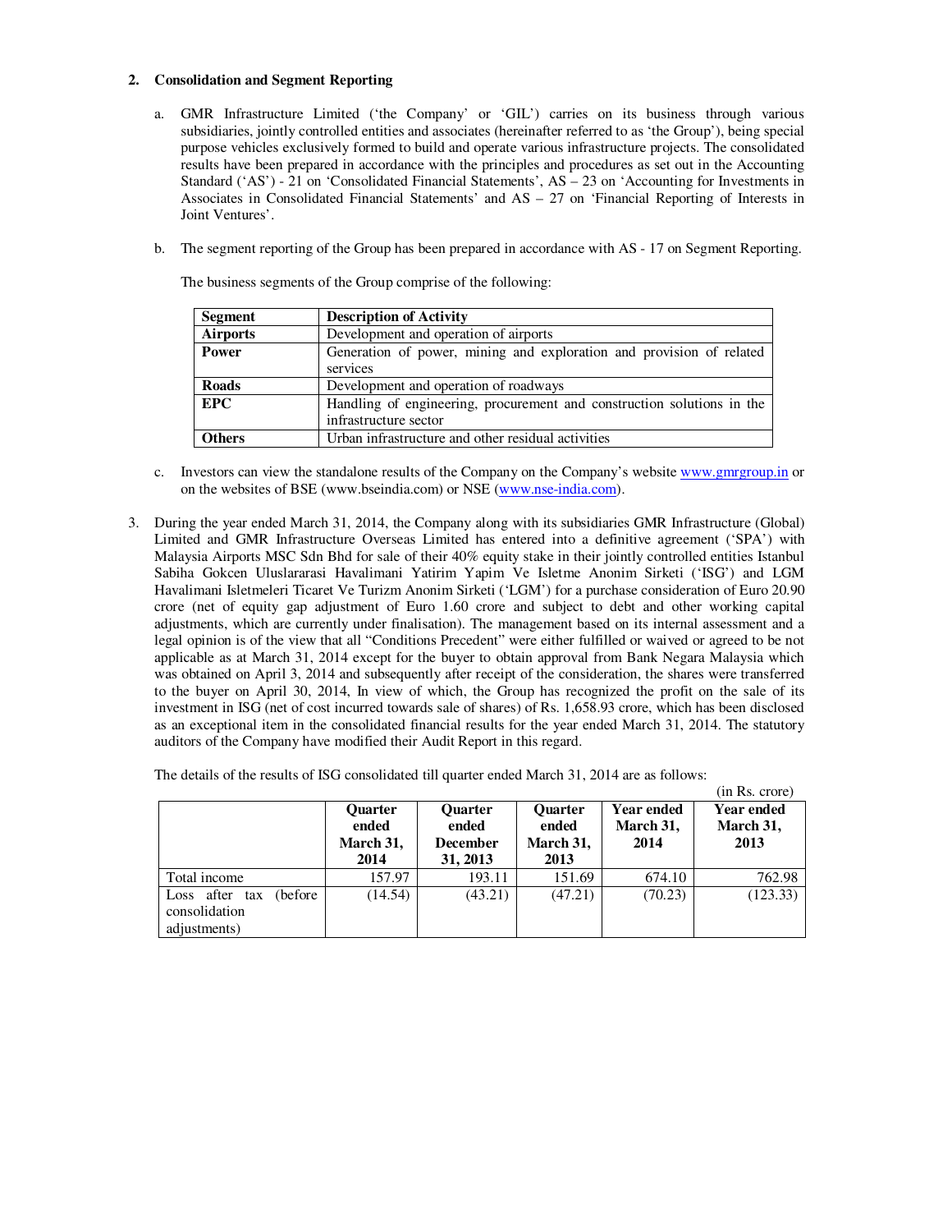2. **Consolidation and Segment Reporting**

   a. GMR Infrastructure Limited ('the Company' or 'GIL') carries on its business through various subsidiaries, jointly controlled entities and associates (hereinafter referred to as 'the Group'), being special purpose vehicles exclusively formed to build and operate various infrastructure projects. The consolidated results have been prepared in accordance with the principles and procedures as set out in the Accounting Standard ('AS') - 21 on 'Consolidated Financial Statements', AS – 23 on 'Accounting for Investments in Associates in Consolidated Financial Statements' and AS – 27 on 'Financial Reporting of Interests in Joint Ventures'.

   b. The segment reporting of the Group has been prepared in accordance with AS - 17 on Segment Reporting.

      The business segments of the Group comprise of the following:

| Segment | Description of Activity |
|---|---|
| **Airports** | Development and operation of airports |
| **Power** | Generation of power, mining and exploration and provision of related services |
| **Roads** | Development and operation of roadways |
| **EPC** | Handling of engineering, procurement and construction solutions in the infrastructure sector |
| **Others** | Urban infrastructure and other residual activities |

   c. Investors can view the standalone results of the Company on the Company's website www.gmrgroup.in or on the websites of BSE (www.bseindia.com) or NSE (www.nse-india.com).

3. During the year ended March 31, 2014, the Company along with its subsidiaries GMR Infrastructure (Global) Limited and GMR Infrastructure Overseas Limited has entered into a definitive agreement ('SPA') with Malaysia Airports MSC Sdn Bhd for sale of their 40% equity stake in their jointly controlled entities Istanbul Sabiha Gokcen Uluslararasi Havalimani Yatirim Yapim Ve Isletme Anonim Sirketi ('ISG') and LGM Havalimani Isletmeleri Ticaret Ve Turizm Anonim Sirketi ('LGM') for a purchase consideration of Euro 20.90 crore (net of equity gap adjustment of Euro 1.60 crore and subject to debt and other working capital adjustments, which are currently under finalisation). The management based on its internal assessment and a legal opinion is of the view that all "Conditions Precedent" were either fulfilled or waived or agreed to be not applicable as at March 31, 2014 except for the buyer to obtain approval from Bank Negara Malaysia which was obtained on April 3, 2014 and subsequently after receipt of the consideration, the shares were transferred to the buyer on April 30, 2014, In view of which, the Group has recognized the profit on the sale of its investment in ISG (net of cost incurred towards sale of shares) of Rs. 1,658.93 crore, which has been disclosed as an exceptional item in the consolidated financial results for the year ended March 31, 2014. The statutory auditors of the Company have modified their Audit Report in this regard.

   The details of the results of ISG consolidated till quarter ended March 31, 2014 are as follows:

(in Rs. crore)

| | Quarter ended March 31, 2014 | Quarter ended December 31, 2013 | Quarter ended March 31, 2013 | Year ended March 31, 2014 | Year ended March 31, 2013 |
|---|---|---|---|---|---|
| Total income | 157.97 | 193.11 | 151.69 | 674.10 | 762.98 |
| Loss after tax (before consolidation adjustments) | (14.54) | (43.21) | (47.21) | (70.23) | (123.33) |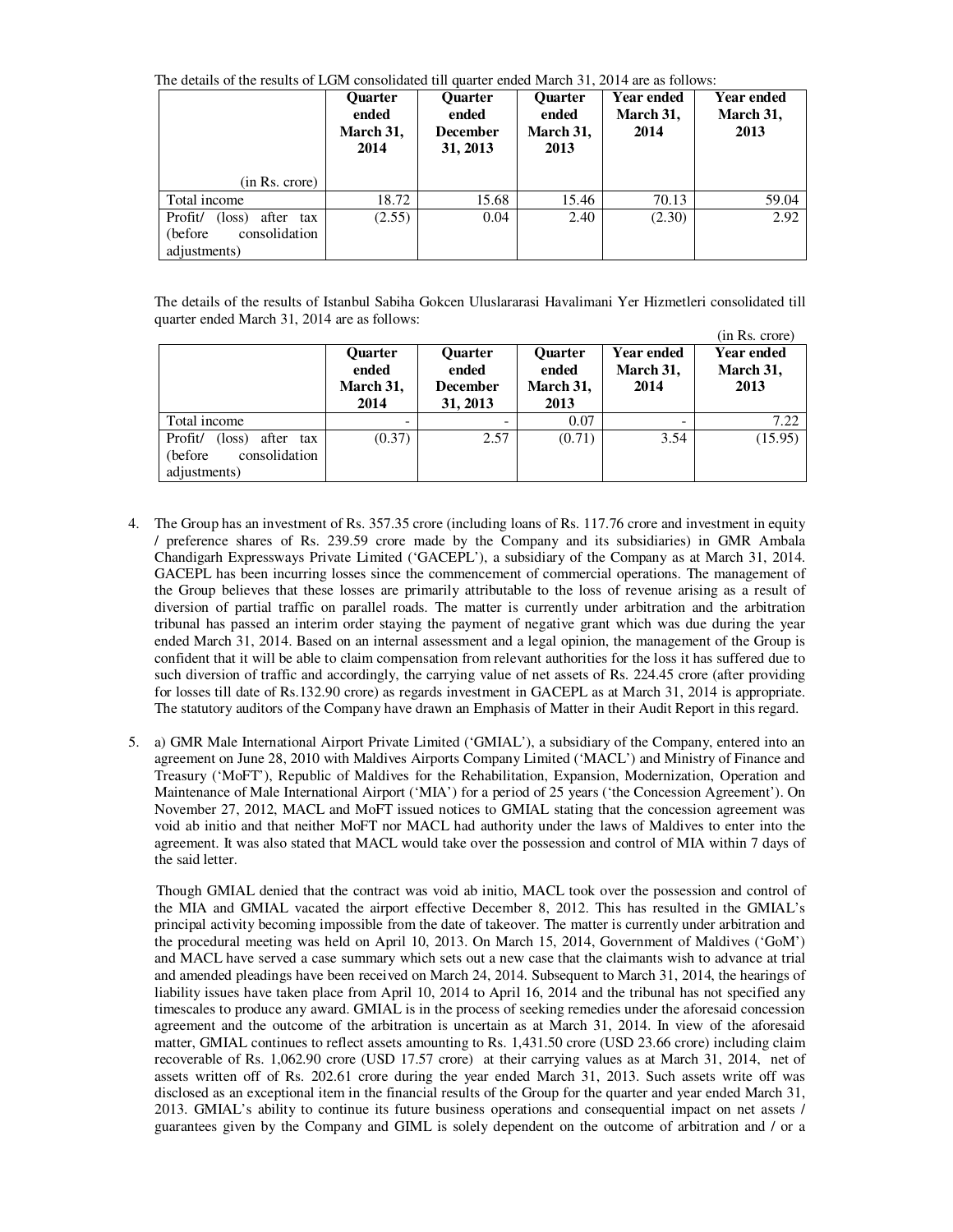The details of the results of LGM consolidated till quarter ended March 31, 2014 are as follows:

| (in Rs. crore) | Quarter ended March 31, 2014 | Quarter ended December 31, 2013 | Quarter ended March 31, 2013 | Year ended March 31, 2014 | Year ended March 31, 2013 |
|---|---|---|---|---|---|
| Total income | 18.72 | 15.68 | 15.46 | 70.13 | 59.04 |
| Profit/ (loss) after tax (before consolidation adjustments) | (2.55) | 0.04 | 2.40 | (2.30) | 2.92 |

The details of the results of Istanbul Sabiha Gokcen Uluslararasi Havalimani Yer Hizmetleri consolidated till quarter ended March 31, 2014 are as follows:

(in Rs. crore)

| | Quarter ended March 31, 2014 | Quarter ended December 31, 2013 | Quarter ended March 31, 2013 | Year ended March 31, 2014 | Year ended March 31, 2013 |
|---|---|---|---|---|---|
| Total income | - | - | 0.07 | - | 7.22 |
| Profit/ (loss) after tax (before consolidation adjustments) | (0.37) | 2.57 | (0.71) | 3.54 | (15.95) |

4. The Group has an investment of Rs. 357.35 crore (including loans of Rs. 117.76 crore and investment in equity / preference shares of Rs. 239.59 crore made by the Company and its subsidiaries) in GMR Ambala Chandigarh Expressways Private Limited ('GACEPL'), a subsidiary of the Company as at March 31, 2014. GACEPL has been incurring losses since the commencement of commercial operations. The management of the Group believes that these losses are primarily attributable to the loss of revenue arising as a result of diversion of partial traffic on parallel roads. The matter is currently under arbitration and the arbitration tribunal has passed an interim order staying the payment of negative grant which was due during the year ended March 31, 2014. Based on an internal assessment and a legal opinion, the management of the Group is confident that it will be able to claim compensation from relevant authorities for the loss it has suffered due to such diversion of traffic and accordingly, the carrying value of net assets of Rs. 224.45 crore (after providing for losses till date of Rs.132.90 crore) as regards investment in GACEPL as at March 31, 2014 is appropriate. The statutory auditors of the Company have drawn an Emphasis of Matter in their Audit Report in this regard.

5. a) GMR Male International Airport Private Limited ('GMIAL'), a subsidiary of the Company, entered into an agreement on June 28, 2010 with Maldives Airports Company Limited ('MACL') and Ministry of Finance and Treasury ('MoFT'), Republic of Maldives for the Rehabilitation, Expansion, Modernization, Operation and Maintenance of Male International Airport ('MIA') for a period of 25 years ('the Concession Agreement'). On November 27, 2012, MACL and MoFT issued notices to GMIAL stating that the concession agreement was void ab initio and that neither MoFT nor MACL had authority under the laws of Maldives to enter into the agreement. It was also stated that MACL would take over the possession and control of MIA within 7 days of the said letter.

   Though GMIAL denied that the contract was void ab initio, MACL took over the possession and control of the MIA and GMIAL vacated the airport effective December 8, 2012. This has resulted in the GMIAL's principal activity becoming impossible from the date of takeover. The matter is currently under arbitration and the procedural meeting was held on April 10, 2013. On March 15, 2014, Government of Maldives ('GoM') and MACL have served a case summary which sets out a new case that the claimants wish to advance at trial and amended pleadings have been received on March 24, 2014. Subsequent to March 31, 2014, the hearings of liability issues have taken place from April 10, 2014 to April 16, 2014 and the tribunal has not specified any timescales to produce any award. GMIAL is in the process of seeking remedies under the aforesaid concession agreement and the outcome of the arbitration is uncertain as at March 31, 2014. In view of the aforesaid matter, GMIAL continues to reflect assets amounting to Rs. 1,431.50 crore (USD 23.66 crore) including claim recoverable of Rs. 1,062.90 crore (USD 17.57 crore) at their carrying values as at March 31, 2014, net of assets written off of Rs. 202.61 crore during the year ended March 31, 2013. Such assets write off was disclosed as an exceptional item in the financial results of the Group for the quarter and year ended March 31, 2013. GMIAL's ability to continue its future business operations and consequential impact on net assets / guarantees given by the Company and GIML is solely dependent on the outcome of arbitration and / or a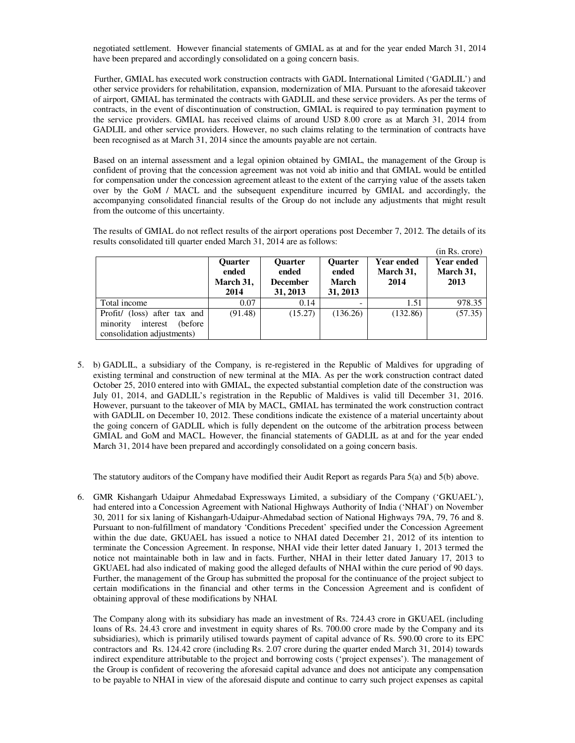negotiated settlement. However financial statements of GMIAL as at and for the year ended March 31, 2014 have been prepared and accordingly consolidated on a going concern basis.

Further, GMIAL has executed work construction contracts with GADL International Limited ('GADLIL') and other service providers for rehabilitation, expansion, modernization of MIA. Pursuant to the aforesaid takeover of airport, GMIAL has terminated the contracts with GADLIL and these service providers. As per the terms of contracts, in the event of discontinuation of construction, GMIAL is required to pay termination payment to the service providers. GMIAL has received claims of around USD 8.00 crore as at March 31, 2014 from GADLIL and other service providers. However, no such claims relating to the termination of contracts have been recognised as at March 31, 2014 since the amounts payable are not certain.

Based on an internal assessment and a legal opinion obtained by GMIAL, the management of the Group is confident of proving that the concession agreement was not void ab initio and that GMIAL would be entitled for compensation under the concession agreement atleast to the extent of the carrying value of the assets taken over by the GoM / MACL and the subsequent expenditure incurred by GMIAL and accordingly, the accompanying consolidated financial results of the Group do not include any adjustments that might result from the outcome of this uncertainty.

The results of GMIAL do not reflect results of the airport operations post December 7, 2012. The details of its results consolidated till quarter ended March 31, 2014 are as follows:

(in Rs. crore)

| | Quarter ended March 31, 2014 | Quarter ended December 31, 2013 | Quarter ended March 31, 2013 | Year ended March 31, 2014 | Year ended March 31, 2013 |
|---|---|---|---|---|---|
| Total income | 0.07 | 0.14 | - | 1.51 | 978.35 |
| Profit/ (loss) after tax and minority interest (before consolidation adjustments) | (91.48) | (15.27) | (136.26) | (132.86) | (57.35) |

5. b) GADLIL, a subsidiary of the Company, is re-registered in the Republic of Maldives for upgrading of existing terminal and construction of new terminal at the MIA. As per the work construction contract dated October 25, 2010 entered into with GMIAL, the expected substantial completion date of the construction was July 01, 2014, and GADLIL's registration in the Republic of Maldives is valid till December 31, 2016. However, pursuant to the takeover of MIA by MACL, GMIAL has terminated the work construction contract with GADLIL on December 10, 2012. These conditions indicate the existence of a material uncertainty about the going concern of GADLIL which is fully dependent on the outcome of the arbitration process between GMIAL and GoM and MACL. However, the financial statements of GADLIL as at and for the year ended March 31, 2014 have been prepared and accordingly consolidated on a going concern basis.

   The statutory auditors of the Company have modified their Audit Report as regards Para 5(a) and 5(b) above.

6. GMR Kishangarh Udaipur Ahmedabad Expressways Limited, a subsidiary of the Company ('GKUAEL'), had entered into a Concession Agreement with National Highways Authority of India ('NHAI') on November 30, 2011 for six laning of Kishangarh-Udaipur-Ahmedabad section of National Highways 79A, 79, 76 and 8. Pursuant to non-fulfillment of mandatory 'Conditions Precedent' specified under the Concession Agreement within the due date, GKUAEL has issued a notice to NHAI dated December 21, 2012 of its intention to terminate the Concession Agreement. In response, NHAI vide their letter dated January 1, 2013 termed the notice not maintainable both in law and in facts. Further, NHAI in their letter dated January 17, 2013 to GKUAEL had also indicated of making good the alleged defaults of NHAI within the cure period of 90 days. Further, the management of the Group has submitted the proposal for the continuance of the project subject to certain modifications in the financial and other terms in the Concession Agreement and is confident of obtaining approval of these modifications by NHAI.

   The Company along with its subsidiary has made an investment of Rs. 724.43 crore in GKUAEL (including loans of Rs. 24.43 crore and investment in equity shares of Rs. 700.00 crore made by the Company and its subsidiaries), which is primarily utilised towards payment of capital advance of Rs. 590.00 crore to its EPC contractors and Rs. 124.42 crore (including Rs. 2.07 crore during the quarter ended March 31, 2014) towards indirect expenditure attributable to the project and borrowing costs ('project expenses'). The management of the Group is confident of recovering the aforesaid capital advance and does not anticipate any compensation to be payable to NHAI in view of the aforesaid dispute and continue to carry such project expenses as capital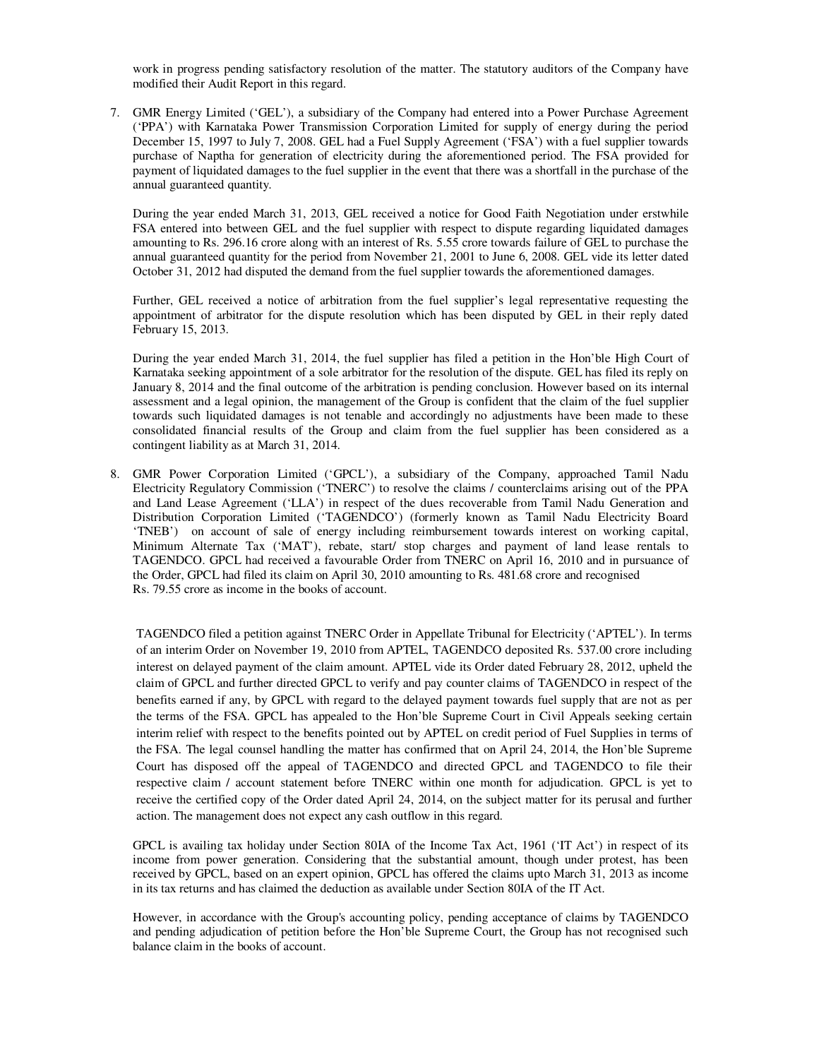work in progress pending satisfactory resolution of the matter. The statutory auditors of the Company have modified their Audit Report in this regard.

7. GMR Energy Limited ('GEL'), a subsidiary of the Company had entered into a Power Purchase Agreement ('PPA') with Karnataka Power Transmission Corporation Limited for supply of energy during the period December 15, 1997 to July 7, 2008. GEL had a Fuel Supply Agreement ('FSA') with a fuel supplier towards purchase of Naptha for generation of electricity during the aforementioned period. The FSA provided for payment of liquidated damages to the fuel supplier in the event that there was a shortfall in the purchase of the annual guaranteed quantity.

   During the year ended March 31, 2013, GEL received a notice for Good Faith Negotiation under erstwhile FSA entered into between GEL and the fuel supplier with respect to dispute regarding liquidated damages amounting to Rs. 296.16 crore along with an interest of Rs. 5.55 crore towards failure of GEL to purchase the annual guaranteed quantity for the period from November 21, 2001 to June 6, 2008. GEL vide its letter dated October 31, 2012 had disputed the demand from the fuel supplier towards the aforementioned damages.

   Further, GEL received a notice of arbitration from the fuel supplier's legal representative requesting the appointment of arbitrator for the dispute resolution which has been disputed by GEL in their reply dated February 15, 2013.

   During the year ended March 31, 2014, the fuel supplier has filed a petition in the Hon'ble High Court of Karnataka seeking appointment of a sole arbitrator for the resolution of the dispute. GEL has filed its reply on January 8, 2014 and the final outcome of the arbitration is pending conclusion. However based on its internal assessment and a legal opinion, the management of the Group is confident that the claim of the fuel supplier towards such liquidated damages is not tenable and accordingly no adjustments have been made to these consolidated financial results of the Group and claim from the fuel supplier has been considered as a contingent liability as at March 31, 2014.

8. GMR Power Corporation Limited ('GPCL'), a subsidiary of the Company, approached Tamil Nadu Electricity Regulatory Commission ('TNERC') to resolve the claims / counterclaims arising out of the PPA and Land Lease Agreement ('LLA') in respect of the dues recoverable from Tamil Nadu Generation and Distribution Corporation Limited ('TAGENDCO') (formerly known as Tamil Nadu Electricity Board 'TNEB') on account of sale of energy including reimbursement towards interest on working capital, Minimum Alternate Tax ('MAT'), rebate, start/ stop charges and payment of land lease rentals to TAGENDCO. GPCL had received a favourable Order from TNERC on April 16, 2010 and in pursuance of the Order, GPCL had filed its claim on April 30, 2010 amounting to Rs. 481.68 crore and recognised Rs. 79.55 crore as income in the books of account.

   TAGENDCO filed a petition against TNERC Order in Appellate Tribunal for Electricity ('APTEL'). In terms of an interim Order on November 19, 2010 from APTEL, TAGENDCO deposited Rs. 537.00 crore including interest on delayed payment of the claim amount. APTEL vide its Order dated February 28, 2012, upheld the claim of GPCL and further directed GPCL to verify and pay counter claims of TAGENDCO in respect of the benefits earned if any, by GPCL with regard to the delayed payment towards fuel supply that are not as per the terms of the FSA. GPCL has appealed to the Hon'ble Supreme Court in Civil Appeals seeking certain interim relief with respect to the benefits pointed out by APTEL on credit period of Fuel Supplies in terms of the FSA. The legal counsel handling the matter has confirmed that on April 24, 2014, the Hon'ble Supreme Court has disposed off the appeal of TAGENDCO and directed GPCL and TAGENDCO to file their respective claim / account statement before TNERC within one month for adjudication. GPCL is yet to receive the certified copy of the Order dated April 24, 2014, on the subject matter for its perusal and further action. The management does not expect any cash outflow in this regard.

   GPCL is availing tax holiday under Section 80IA of the Income Tax Act, 1961 ('IT Act') in respect of its income from power generation. Considering that the substantial amount, though under protest, has been received by GPCL, based on an expert opinion, GPCL has offered the claims upto March 31, 2013 as income in its tax returns and has claimed the deduction as available under Section 80IA of the IT Act.

   However, in accordance with the Group's accounting policy, pending acceptance of claims by TAGENDCO and pending adjudication of petition before the Hon'ble Supreme Court, the Group has not recognised such balance claim in the books of account.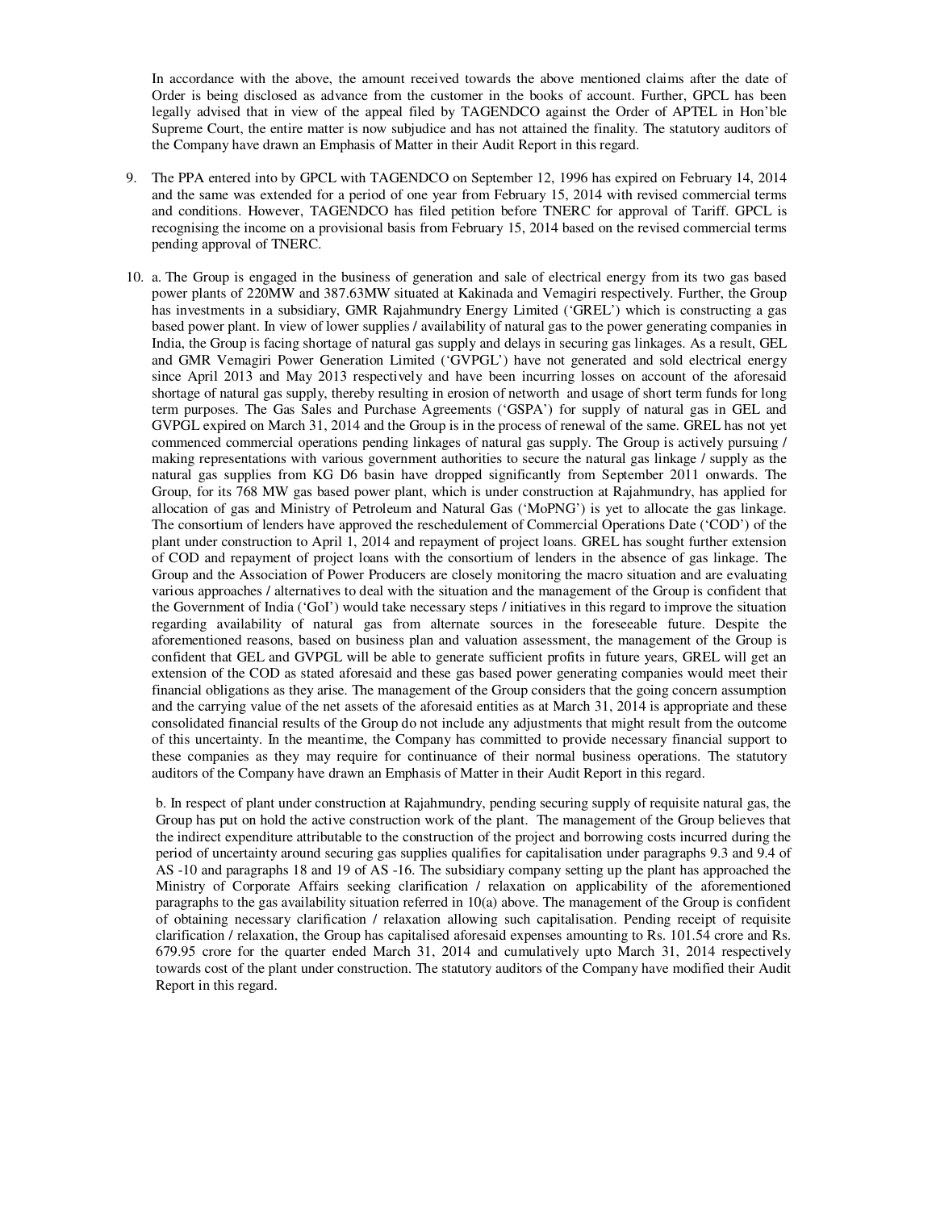In accordance with the above, the amount received towards the above mentioned claims after the date of Order is being disclosed as advance from the customer in the books of account. Further, GPCL has been legally advised that in view of the appeal filed by TAGENDCO against the Order of APTEL in Hon'ble Supreme Court, the entire matter is now subjudice and has not attained the finality. The statutory auditors of the Company have drawn an Emphasis of Matter in their Audit Report in this regard.

9. The PPA entered into by GPCL with TAGENDCO on September 12, 1996 has expired on February 14, 2014 and the same was extended for a period of one year from February 15, 2014 with revised commercial terms and conditions. However, TAGENDCO has filed petition before TNERC for approval of Tariff. GPCL is recognising the income on a provisional basis from February 15, 2014 based on the revised commercial terms pending approval of TNERC.

10. a. The Group is engaged in the business of generation and sale of electrical energy from its two gas based power plants of 220MW and 387.63MW situated at Kakinada and Vemagiri respectively. Further, the Group has investments in a subsidiary, GMR Rajahmundry Energy Limited ('GREL') which is constructing a gas based power plant. In view of lower supplies / availability of natural gas to the power generating companies in India, the Group is facing shortage of natural gas supply and delays in securing gas linkages. As a result, GEL and GMR Vemagiri Power Generation Limited ('GVPGL') have not generated and sold electrical energy since April 2013 and May 2013 respectively and have been incurring losses on account of the aforesaid shortage of natural gas supply, thereby resulting in erosion of networth and usage of short term funds for long term purposes. The Gas Sales and Purchase Agreements ('GSPA') for supply of natural gas in GEL and GVPGL expired on March 31, 2014 and the Group is in the process of renewal of the same. GREL has not yet commenced commercial operations pending linkages of natural gas supply. The Group is actively pursuing / making representations with various government authorities to secure the natural gas linkage / supply as the natural gas supplies from KG D6 basin have dropped significantly from September 2011 onwards. The Group, for its 768 MW gas based power plant, which is under construction at Rajahmundry, has applied for allocation of gas and Ministry of Petroleum and Natural Gas ('MoPNG') is yet to allocate the gas linkage. The consortium of lenders have approved the reschedulement of Commercial Operations Date ('COD') of the plant under construction to April 1, 2014 and repayment of project loans. GREL has sought further extension of COD and repayment of project loans with the consortium of lenders in the absence of gas linkage. The Group and the Association of Power Producers are closely monitoring the macro situation and are evaluating various approaches / alternatives to deal with the situation and the management of the Group is confident that the Government of India ('GoI') would take necessary steps / initiatives in this regard to improve the situation regarding availability of natural gas from alternate sources in the foreseeable future. Despite the aforementioned reasons, based on business plan and valuation assessment, the management of the Group is confident that GEL and GVPGL will be able to generate sufficient profits in future years, GREL will get an extension of the COD as stated aforesaid and these gas based power generating companies would meet their financial obligations as they arise. The management of the Group considers that the going concern assumption and the carrying value of the net assets of the aforesaid entities as at March 31, 2014 is appropriate and these consolidated financial results of the Group do not include any adjustments that might result from the outcome of this uncertainty. In the meantime, the Company has committed to provide necessary financial support to these companies as they may require for continuance of their normal business operations. The statutory auditors of the Company have drawn an Emphasis of Matter in their Audit Report in this regard.

    b. In respect of plant under construction at Rajahmundry, pending securing supply of requisite natural gas, the Group has put on hold the active construction work of the plant. The management of the Group believes that the indirect expenditure attributable to the construction of the project and borrowing costs incurred during the period of uncertainty around securing gas supplies qualifies for capitalisation under paragraphs 9.3 and 9.4 of AS -10 and paragraphs 18 and 19 of AS -16. The subsidiary company setting up the plant has approached the Ministry of Corporate Affairs seeking clarification / relaxation on applicability of the aforementioned paragraphs to the gas availability situation referred in 10(a) above. The management of the Group is confident of obtaining necessary clarification / relaxation allowing such capitalisation. Pending receipt of requisite clarification / relaxation, the Group has capitalised aforesaid expenses amounting to Rs. 101.54 crore and Rs. 679.95 crore for the quarter ended March 31, 2014 and cumulatively upto March 31, 2014 respectively towards cost of the plant under construction. The statutory auditors of the Company have modified their Audit Report in this regard.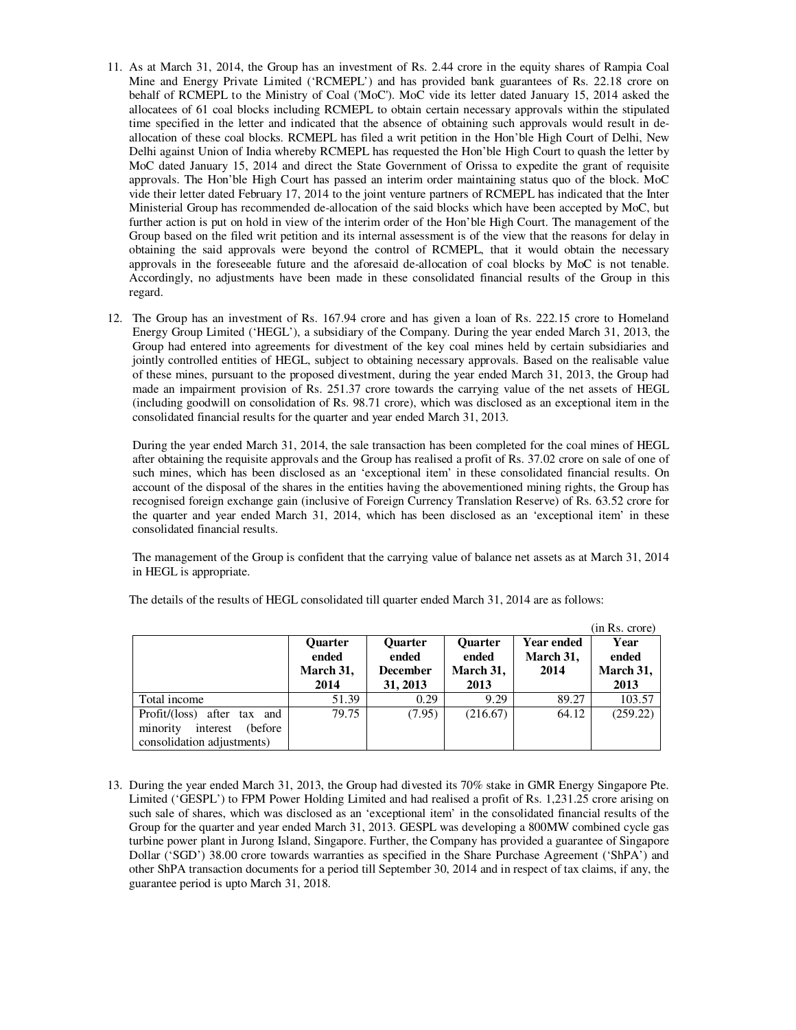11. As at March 31, 2014, the Group has an investment of Rs. 2.44 crore in the equity shares of Rampia Coal Mine and Energy Private Limited ('RCMEPL') and has provided bank guarantees of Rs. 22.18 crore on behalf of RCMEPL to the Ministry of Coal ('MoC'). MoC vide its letter dated January 15, 2014 asked the allocatees of 61 coal blocks including RCMEPL to obtain certain necessary approvals within the stipulated time specified in the letter and indicated that the absence of obtaining such approvals would result in de-allocation of these coal blocks. RCMEPL has filed a writ petition in the Hon'ble High Court of Delhi, New Delhi against Union of India whereby RCMEPL has requested the Hon'ble High Court to quash the letter by MoC dated January 15, 2014 and direct the State Government of Orissa to expedite the grant of requisite approvals. The Hon'ble High Court has passed an interim order maintaining status quo of the block. MoC vide their letter dated February 17, 2014 to the joint venture partners of RCMEPL has indicated that the Inter Ministerial Group has recommended de-allocation of the said blocks which have been accepted by MoC, but further action is put on hold in view of the interim order of the Hon'ble High Court. The management of the Group based on the filed writ petition and its internal assessment is of the view that the reasons for delay in obtaining the said approvals were beyond the control of RCMEPL, that it would obtain the necessary approvals in the foreseeable future and the aforesaid de-allocation of coal blocks by MoC is not tenable. Accordingly, no adjustments have been made in these consolidated financial results of the Group in this regard.

12. The Group has an investment of Rs. 167.94 crore and has given a loan of Rs. 222.15 crore to Homeland Energy Group Limited ('HEGL'), a subsidiary of the Company. During the year ended March 31, 2013, the Group had entered into agreements for divestment of the key coal mines held by certain subsidiaries and jointly controlled entities of HEGL, subject to obtaining necessary approvals. Based on the realisable value of these mines, pursuant to the proposed divestment, during the year ended March 31, 2013, the Group had made an impairment provision of Rs. 251.37 crore towards the carrying value of the net assets of HEGL (including goodwill on consolidation of Rs. 98.71 crore), which was disclosed as an exceptional item in the consolidated financial results for the quarter and year ended March 31, 2013.

    During the year ended March 31, 2014, the sale transaction has been completed for the coal mines of HEGL after obtaining the requisite approvals and the Group has realised a profit of Rs. 37.02 crore on sale of one of such mines, which has been disclosed as an 'exceptional item' in these consolidated financial results. On account of the disposal of the shares in the entities having the abovementioned mining rights, the Group has recognised foreign exchange gain (inclusive of Foreign Currency Translation Reserve) of Rs. 63.52 crore for the quarter and year ended March 31, 2014, which has been disclosed as an 'exceptional item' in these consolidated financial results.

    The management of the Group is confident that the carrying value of balance net assets as at March 31, 2014 in HEGL is appropriate.

    The details of the results of HEGL consolidated till quarter ended March 31, 2014 are as follows:

(in Rs. crore)

| | Quarter ended March 31, 2014 | Quarter ended December 31, 2013 | Quarter ended March 31, 2013 | Year ended March 31, 2014 | Year ended March 31, 2013 |
|---|---|---|---|---|---|
| Total income | 51.39 | 0.29 | 9.29 | 89.27 | 103.57 |
| Profit/(loss) after tax and minority interest (before consolidation adjustments) | 79.75 | (7.95) | (216.67) | 64.12 | (259.22) |

13. During the year ended March 31, 2013, the Group had divested its 70% stake in GMR Energy Singapore Pte. Limited ('GESPL') to FPM Power Holding Limited and had realised a profit of Rs. 1,231.25 crore arising on such sale of shares, which was disclosed as an 'exceptional item' in the consolidated financial results of the Group for the quarter and year ended March 31, 2013. GESPL was developing a 800MW combined cycle gas turbine power plant in Jurong Island, Singapore. Further, the Company has provided a guarantee of Singapore Dollar ('SGD') 38.00 crore towards warranties as specified in the Share Purchase Agreement ('ShPA') and other ShPA transaction documents for a period till September 30, 2014 and in respect of tax claims, if any, the guarantee period is upto March 31, 2018.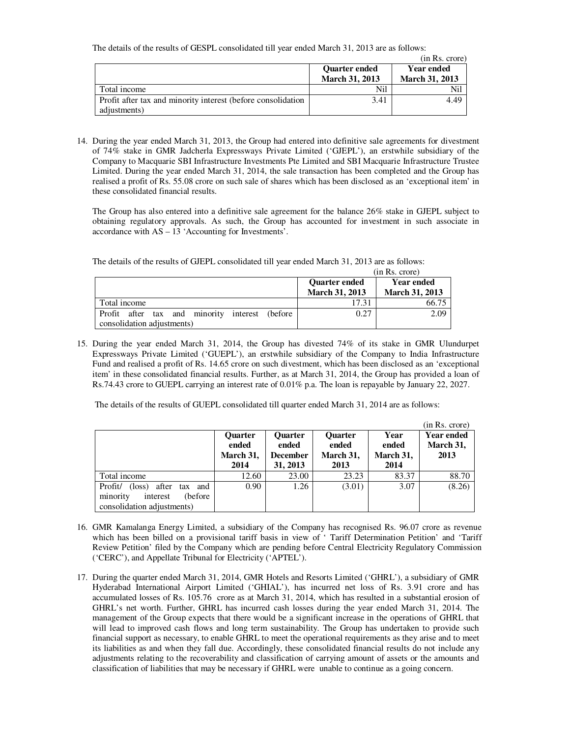The details of the results of GESPL consolidated till year ended March 31, 2013 are as follows:

(in Rs. crore)

| | Quarter ended March 31, 2013 | Year ended March 31, 2013 |
|---|---|---|
| Total income | Nil | Nil |
| Profit after tax and minority interest (before consolidation adjustments) | 3.41 | 4.49 |

14. During the year ended March 31, 2013, the Group had entered into definitive sale agreements for divestment of 74% stake in GMR Jadcherla Expressways Private Limited ('GJEPL'), an erstwhile subsidiary of the Company to Macquarie SBI Infrastructure Investments Pte Limited and SBI Macquarie Infrastructure Trustee Limited. During the year ended March 31, 2014, the sale transaction has been completed and the Group has realised a profit of Rs. 55.08 crore on such sale of shares which has been disclosed as an 'exceptional item' in these consolidated financial results.

    The Group has also entered into a definitive sale agreement for the balance 26% stake in GJEPL subject to obtaining regulatory approvals. As such, the Group has accounted for investment in such associate in accordance with AS – 13 'Accounting for Investments'.

    The details of the results of GJEPL consolidated till year ended March 31, 2013 are as follows:

    (in Rs. crore)

    | | Quarter ended March 31, 2013 | Year ended March 31, 2013 |
    |---|---|---|
    | Total income | 17.31 | 66.75 |
    | Profit after tax and minority interest (before consolidation adjustments) | 0.27 | 2.09 |

15. During the year ended March 31, 2014, the Group has divested 74% of its stake in GMR Ulundurpet Expressways Private Limited ('GUEPL'), an erstwhile subsidiary of the Company to India Infrastructure Fund and realised a profit of Rs. 14.65 crore on such divestment, which has been disclosed as an 'exceptional item' in these consolidated financial results. Further, as at March 31, 2014, the Group has provided a loan of Rs.74.43 crore to GUEPL carrying an interest rate of 0.01% p.a. The loan is repayable by January 22, 2027.

    The details of the results of GUEPL consolidated till quarter ended March 31, 2014 are as follows:

    (in Rs. crore)

    | | Quarter ended March 31, 2014 | Quarter ended December 31, 2013 | Quarter ended March 31, 2013 | Year ended March 31, 2014 | Year ended March 31, 2013 |
    |---|---|---|---|---|---|
    | Total income | 12.60 | 23.00 | 23.23 | 83.37 | 88.70 |
    | Profit/ (loss) after tax and minority interest (before consolidation adjustments) | 0.90 | 1.26 | (3.01) | 3.07 | (8.26) |

16. GMR Kamalanga Energy Limited, a subsidiary of the Company has recognised Rs. 96.07 crore as revenue which has been billed on a provisional tariff basis in view of ' Tariff Determination Petition' and 'Tariff Review Petition' filed by the Company which are pending before Central Electricity Regulatory Commission ('CERC'), and Appellate Tribunal for Electricity ('APTEL').

17. During the quarter ended March 31, 2014, GMR Hotels and Resorts Limited ('GHRL'), a subsidiary of GMR Hyderabad International Airport Limited ('GHIAL'), has incurred net loss of Rs. 3.91 crore and has accumulated losses of Rs. 105.76 crore as at March 31, 2014, which has resulted in a substantial erosion of GHRL's net worth. Further, GHRL has incurred cash losses during the year ended March 31, 2014. The management of the Group expects that there would be a significant increase in the operations of GHRL that will lead to improved cash flows and long term sustainability. The Group has undertaken to provide such financial support as necessary, to enable GHRL to meet the operational requirements as they arise and to meet its liabilities as and when they fall due. Accordingly, these consolidated financial results do not include any adjustments relating to the recoverability and classification of carrying amount of assets or the amounts and classification of liabilities that may be necessary if GHRL were unable to continue as a going concern.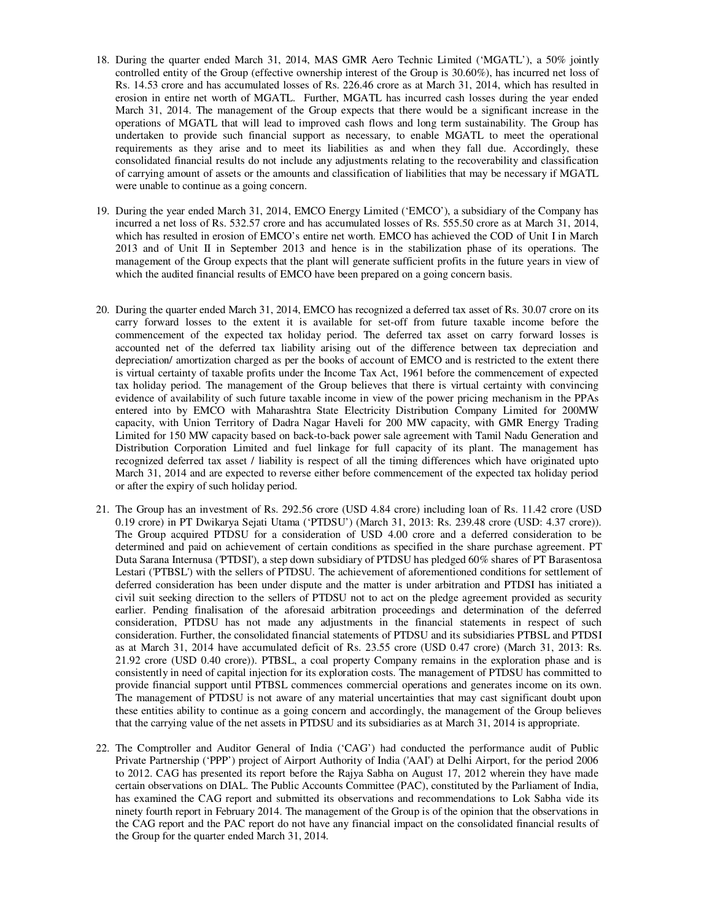18. During the quarter ended March 31, 2014, MAS GMR Aero Technic Limited ('MGATL'), a 50% jointly controlled entity of the Group (effective ownership interest of the Group is 30.60%), has incurred net loss of Rs. 14.53 crore and has accumulated losses of Rs. 226.46 crore as at March 31, 2014, which has resulted in erosion in entire net worth of MGATL. Further, MGATL has incurred cash losses during the year ended March 31, 2014. The management of the Group expects that there would be a significant increase in the operations of MGATL that will lead to improved cash flows and long term sustainability. The Group has undertaken to provide such financial support as necessary, to enable MGATL to meet the operational requirements as they arise and to meet its liabilities as and when they fall due. Accordingly, these consolidated financial results do not include any adjustments relating to the recoverability and classification of carrying amount of assets or the amounts and classification of liabilities that may be necessary if MGATL were unable to continue as a going concern.

19. During the year ended March 31, 2014, EMCO Energy Limited ('EMCO'), a subsidiary of the Company has incurred a net loss of Rs. 532.57 crore and has accumulated losses of Rs. 555.50 crore as at March 31, 2014, which has resulted in erosion of EMCO's entire net worth. EMCO has achieved the COD of Unit I in March 2013 and of Unit II in September 2013 and hence is in the stabilization phase of its operations. The management of the Group expects that the plant will generate sufficient profits in the future years in view of which the audited financial results of EMCO have been prepared on a going concern basis.

20. During the quarter ended March 31, 2014, EMCO has recognized a deferred tax asset of Rs. 30.07 crore on its carry forward losses to the extent it is available for set-off from future taxable income before the commencement of the expected tax holiday period. The deferred tax asset on carry forward losses is accounted net of the deferred tax liability arising out of the difference between tax depreciation and depreciation/ amortization charged as per the books of account of EMCO and is restricted to the extent there is virtual certainty of taxable profits under the Income Tax Act, 1961 before the commencement of expected tax holiday period. The management of the Group believes that there is virtual certainty with convincing evidence of availability of such future taxable income in view of the power pricing mechanism in the PPAs entered into by EMCO with Maharashtra State Electricity Distribution Company Limited for 200MW capacity, with Union Territory of Dadra Nagar Haveli for 200 MW capacity, with GMR Energy Trading Limited for 150 MW capacity based on back-to-back power sale agreement with Tamil Nadu Generation and Distribution Corporation Limited and fuel linkage for full capacity of its plant. The management has recognized deferred tax asset / liability is respect of all the timing differences which have originated upto March 31, 2014 and are expected to reverse either before commencement of the expected tax holiday period or after the expiry of such holiday period.

21. The Group has an investment of Rs. 292.56 crore (USD 4.84 crore) including loan of Rs. 11.42 crore (USD 0.19 crore) in PT Dwikarya Sejati Utama ('PTDSU') (March 31, 2013: Rs. 239.48 crore (USD: 4.37 crore)). The Group acquired PTDSU for a consideration of USD 4.00 crore and a deferred consideration to be determined and paid on achievement of certain conditions as specified in the share purchase agreement. PT Duta Sarana Internusa ('PTDSI'), a step down subsidiary of PTDSU has pledged 60% shares of PT Barasentosa Lestari ('PTBSL') with the sellers of PTDSU. The achievement of aforementioned conditions for settlement of deferred consideration has been under dispute and the matter is under arbitration and PTDSI has initiated a civil suit seeking direction to the sellers of PTDSU not to act on the pledge agreement provided as security earlier. Pending finalisation of the aforesaid arbitration proceedings and determination of the deferred consideration, PTDSU has not made any adjustments in the financial statements in respect of such consideration. Further, the consolidated financial statements of PTDSU and its subsidiaries PTBSL and PTDSI as at March 31, 2014 have accumulated deficit of Rs. 23.55 crore (USD 0.47 crore) (March 31, 2013: Rs. 21.92 crore (USD 0.40 crore)). PTBSL, a coal property Company remains in the exploration phase and is consistently in need of capital injection for its exploration costs. The management of PTDSU has committed to provide financial support until PTBSL commences commercial operations and generates income on its own. The management of PTDSU is not aware of any material uncertainties that may cast significant doubt upon these entities ability to continue as a going concern and accordingly, the management of the Group believes that the carrying value of the net assets in PTDSU and its subsidiaries as at March 31, 2014 is appropriate.

22. The Comptroller and Auditor General of India ('CAG') had conducted the performance audit of Public Private Partnership ('PPP') project of Airport Authority of India ('AAI') at Delhi Airport, for the period 2006 to 2012. CAG has presented its report before the Rajya Sabha on August 17, 2012 wherein they have made certain observations on DIAL. The Public Accounts Committee (PAC), constituted by the Parliament of India, has examined the CAG report and submitted its observations and recommendations to Lok Sabha vide its ninety fourth report in February 2014. The management of the Group is of the opinion that the observations in the CAG report and the PAC report do not have any financial impact on the consolidated financial results of the Group for the quarter ended March 31, 2014.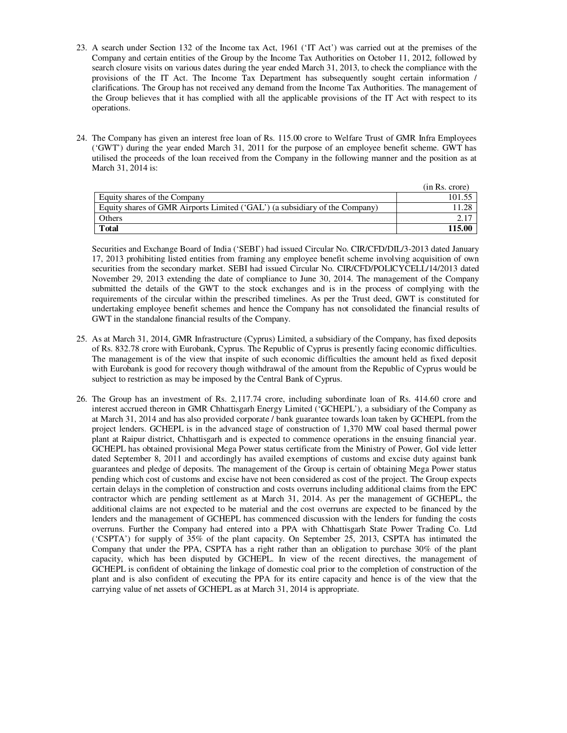23. A search under Section 132 of the Income tax Act, 1961 ('IT Act') was carried out at the premises of the Company and certain entities of the Group by the Income Tax Authorities on October 11, 2012, followed by search closure visits on various dates during the year ended March 31, 2013, to check the compliance with the provisions of the IT Act. The Income Tax Department has subsequently sought certain information / clarifications. The Group has not received any demand from the Income Tax Authorities. The management of the Group believes that it has complied with all the applicable provisions of the IT Act with respect to its operations.

24. The Company has given an interest free loan of Rs. 115.00 crore to Welfare Trust of GMR Infra Employees ('GWT') during the year ended March 31, 2011 for the purpose of an employee benefit scheme. GWT has utilised the proceeds of the loan received from the Company in the following manner and the position as at March 31, 2014 is:

| | (in Rs. crore) |
|---|---|
| Equity shares of the Company | 101.55 |
| Equity shares of GMR Airports Limited ('GAL') (a subsidiary of the Company) | 11.28 |
| Others | 2.17 |
| **Total** | **115.00** |

Securities and Exchange Board of India ('SEBI') had issued Circular No. CIR/CFD/DIL/3-2013 dated January 17, 2013 prohibiting listed entities from framing any employee benefit scheme involving acquisition of own securities from the secondary market. SEBI had issued Circular No. CIR/CFD/POLICYCELL/14/2013 dated November 29, 2013 extending the date of compliance to June 30, 2014. The management of the Company submitted the details of the GWT to the stock exchanges and is in the process of complying with the requirements of the circular within the prescribed timelines. As per the Trust deed, GWT is constituted for undertaking employee benefit schemes and hence the Company has not consolidated the financial results of GWT in the standalone financial results of the Company.

25. As at March 31, 2014, GMR Infrastructure (Cyprus) Limited, a subsidiary of the Company, has fixed deposits of Rs. 832.78 crore with Eurobank, Cyprus. The Republic of Cyprus is presently facing economic difficulties. The management is of the view that inspite of such economic difficulties the amount held as fixed deposit with Eurobank is good for recovery though withdrawal of the amount from the Republic of Cyprus would be subject to restriction as may be imposed by the Central Bank of Cyprus.

26. The Group has an investment of Rs. 2,117.74 crore, including subordinate loan of Rs. 414.60 crore and interest accrued thereon in GMR Chhattisgarh Energy Limited ('GCHEPL'), a subsidiary of the Company as at March 31, 2014 and has also provided corporate / bank guarantee towards loan taken by GCHEPL from the project lenders. GCHEPL is in the advanced stage of construction of 1,370 MW coal based thermal power plant at Raipur district, Chhattisgarh and is expected to commence operations in the ensuing financial year. GCHEPL has obtained provisional Mega Power status certificate from the Ministry of Power, GoI vide letter dated September 8, 2011 and accordingly has availed exemptions of customs and excise duty against bank guarantees and pledge of deposits. The management of the Group is certain of obtaining Mega Power status pending which cost of customs and excise have not been considered as cost of the project. The Group expects certain delays in the completion of construction and costs overruns including additional claims from the EPC contractor which are pending settlement as at March 31, 2014. As per the management of GCHEPL, the additional claims are not expected to be material and the cost overruns are expected to be financed by the lenders and the management of GCHEPL has commenced discussion with the lenders for funding the costs overruns. Further the Company had entered into a PPA with Chhattisgarh State Power Trading Co. Ltd ('CSPTA') for supply of 35% of the plant capacity. On September 25, 2013, CSPTA has intimated the Company that under the PPA, CSPTA has a right rather than an obligation to purchase 30% of the plant capacity, which has been disputed by GCHEPL. In view of the recent directives, the management of GCHEPL is confident of obtaining the linkage of domestic coal prior to the completion of construction of the plant and is also confident of executing the PPA for its entire capacity and hence is of the view that the carrying value of net assets of GCHEPL as at March 31, 2014 is appropriate.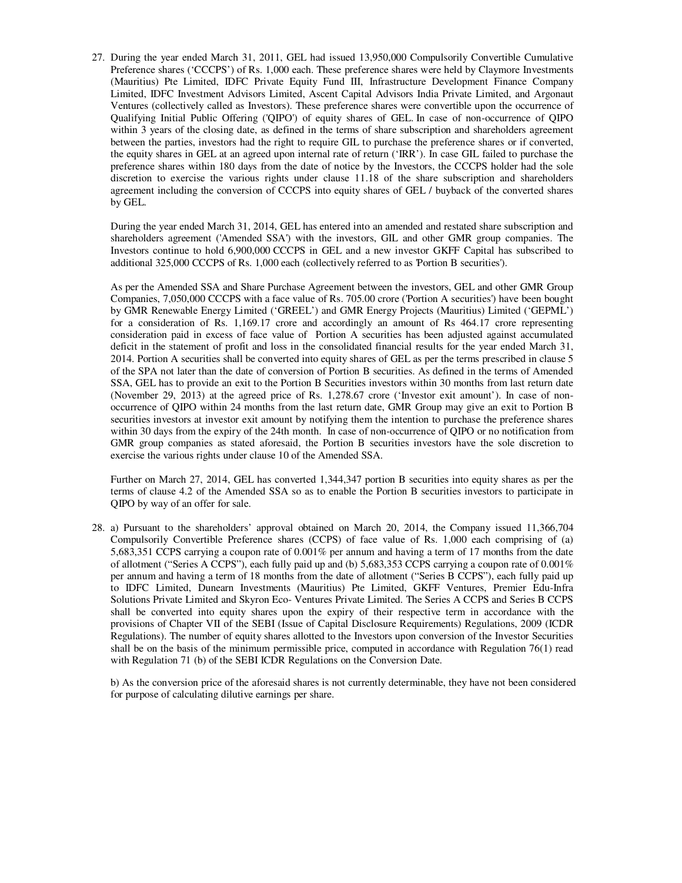27. During the year ended March 31, 2011, GEL had issued 13,950,000 Compulsorily Convertible Cumulative Preference shares ('CCCPS') of Rs. 1,000 each. These preference shares were held by Claymore Investments (Mauritius) Pte Limited, IDFC Private Equity Fund III, Infrastructure Development Finance Company Limited, IDFC Investment Advisors Limited, Ascent Capital Advisors India Private Limited, and Argonaut Ventures (collectively called as Investors). These preference shares were convertible upon the occurrence of Qualifying Initial Public Offering ('QIPO') of equity shares of GEL. In case of non-occurrence of QIPO within 3 years of the closing date, as defined in the terms of share subscription and shareholders agreement between the parties, investors had the right to require GIL to purchase the preference shares or if converted, the equity shares in GEL at an agreed upon internal rate of return ('IRR'). In case GIL failed to purchase the preference shares within 180 days from the date of notice by the Investors, the CCCPS holder had the sole discretion to exercise the various rights under clause 11.18 of the share subscription and shareholders agreement including the conversion of CCCPS into equity shares of GEL / buyback of the converted shares by GEL.

    During the year ended March 31, 2014, GEL has entered into an amended and restated share subscription and shareholders agreement ('Amended SSA') with the investors, GIL and other GMR group companies. The Investors continue to hold 6,900,000 CCCPS in GEL and a new investor GKFF Capital has subscribed to additional 325,000 CCCPS of Rs. 1,000 each (collectively referred to as 'Portion B securities').

    As per the Amended SSA and Share Purchase Agreement between the investors, GEL and other GMR Group Companies, 7,050,000 CCCPS with a face value of Rs. 705.00 crore ('Portion A securities') have been bought by GMR Renewable Energy Limited ('GREEL') and GMR Energy Projects (Mauritius) Limited ('GEPML') for a consideration of Rs. 1,169.17 crore and accordingly an amount of Rs 464.17 crore representing consideration paid in excess of face value of Portion A securities has been adjusted against accumulated deficit in the statement of profit and loss in the consolidated financial results for the year ended March 31, 2014. Portion A securities shall be converted into equity shares of GEL as per the terms prescribed in clause 5 of the SPA not later than the date of conversion of Portion B securities. As defined in the terms of Amended SSA, GEL has to provide an exit to the Portion B Securities investors within 30 months from last return date (November 29, 2013) at the agreed price of Rs. 1,278.67 crore ('Investor exit amount'). In case of non-occurrence of QIPO within 24 months from the last return date, GMR Group may give an exit to Portion B securities investors at investor exit amount by notifying them the intention to purchase the preference shares within 30 days from the expiry of the 24th month. In case of non-occurrence of QIPO or no notification from GMR group companies as stated aforesaid, the Portion B securities investors have the sole discretion to exercise the various rights under clause 10 of the Amended SSA.

    Further on March 27, 2014, GEL has converted 1,344,347 portion B securities into equity shares as per the terms of clause 4.2 of the Amended SSA so as to enable the Portion B securities investors to participate in QIPO by way of an offer for sale.

28. a) Pursuant to the shareholders' approval obtained on March 20, 2014, the Company issued 11,366,704 Compulsorily Convertible Preference shares (CCPS) of face value of Rs. 1,000 each comprising of (a) 5,683,351 CCPS carrying a coupon rate of 0.001% per annum and having a term of 17 months from the date of allotment ("Series A CCPS"), each fully paid up and (b) 5,683,353 CCPS carrying a coupon rate of 0.001% per annum and having a term of 18 months from the date of allotment ("Series B CCPS"), each fully paid up to IDFC Limited, Dunearn Investments (Mauritius) Pte Limited, GKFF Ventures, Premier Edu-Infra Solutions Private Limited and Skyron Eco- Ventures Private Limited. The Series A CCPS and Series B CCPS shall be converted into equity shares upon the expiry of their respective term in accordance with the provisions of Chapter VII of the SEBI (Issue of Capital Disclosure Requirements) Regulations, 2009 (ICDR Regulations). The number of equity shares allotted to the Investors upon conversion of the Investor Securities shall be on the basis of the minimum permissible price, computed in accordance with Regulation 76(1) read with Regulation 71 (b) of the SEBI ICDR Regulations on the Conversion Date.

    b) As the conversion price of the aforesaid shares is not currently determinable, they have not been considered for purpose of calculating dilutive earnings per share.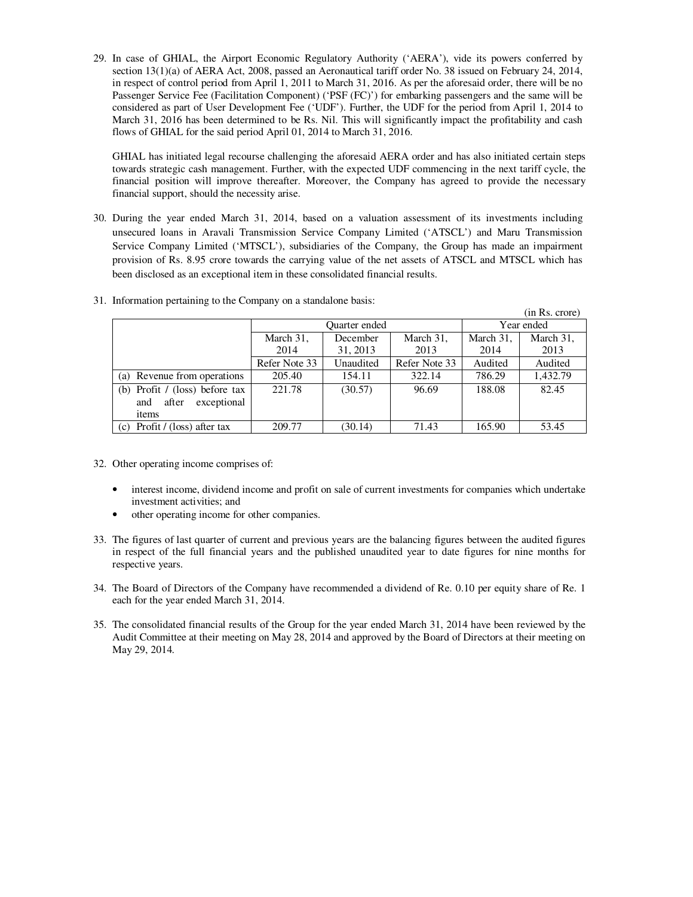29. In case of GHIAL, the Airport Economic Regulatory Authority ('AERA'), vide its powers conferred by section 13(1)(a) of AERA Act, 2008, passed an Aeronautical tariff order No. 38 issued on February 24, 2014, in respect of control period from April 1, 2011 to March 31, 2016. As per the aforesaid order, there will be no Passenger Service Fee (Facilitation Component) ('PSF (FC)') for embarking passengers and the same will be considered as part of User Development Fee ('UDF'). Further, the UDF for the period from April 1, 2014 to March 31, 2016 has been determined to be Rs. Nil. This will significantly impact the profitability and cash flows of GHIAL for the said period April 01, 2014 to March 31, 2016.

    GHIAL has initiated legal recourse challenging the aforesaid AERA order and has also initiated certain steps towards strategic cash management. Further, with the expected UDF commencing in the next tariff cycle, the financial position will improve thereafter. Moreover, the Company has agreed to provide the necessary financial support, should the necessity arise.

30. During the year ended March 31, 2014, based on a valuation assessment of its investments including unsecured loans in Aravali Transmission Service Company Limited ('ATSCL') and Maru Transmission Service Company Limited ('MTSCL'), subsidiaries of the Company, the Group has made an impairment provision of Rs. 8.95 crore towards the carrying value of the net assets of ATSCL and MTSCL which has been disclosed as an exceptional item in these consolidated financial results.

31. Information pertaining to the Company on a standalone basis:

(in Rs. crore)

| | Quarter ended | | | Year ended | |
|---|---|---|---|---|---|
| | March 31, 2014 | December 31, 2013 | March 31, 2013 | March 31, 2014 | March 31, 2013 |
| | Refer Note 33 | Unaudited | Refer Note 33 | Audited | Audited |
| (a) Revenue from operations | 205.40 | 154.11 | 322.14 | 786.29 | 1,432.79 |
| (b) Profit / (loss) before tax and after exceptional items | 221.78 | (30.57) | 96.69 | 188.08 | 82.45 |
| (c) Profit / (loss) after tax | 209.77 | (30.14) | 71.43 | 165.90 | 53.45 |

32. Other operating income comprises of:

    - interest income, dividend income and profit on sale of current investments for companies which undertake investment activities; and
    - other operating income for other companies.

33. The figures of last quarter of current and previous years are the balancing figures between the audited figures in respect of the full financial years and the published unaudited year to date figures for nine months for respective years.

34. The Board of Directors of the Company have recommended a dividend of Re. 0.10 per equity share of Re. 1 each for the year ended March 31, 2014.

35. The consolidated financial results of the Group for the year ended March 31, 2014 have been reviewed by the Audit Committee at their meeting on May 28, 2014 and approved by the Board of Directors at their meeting on May 29, 2014.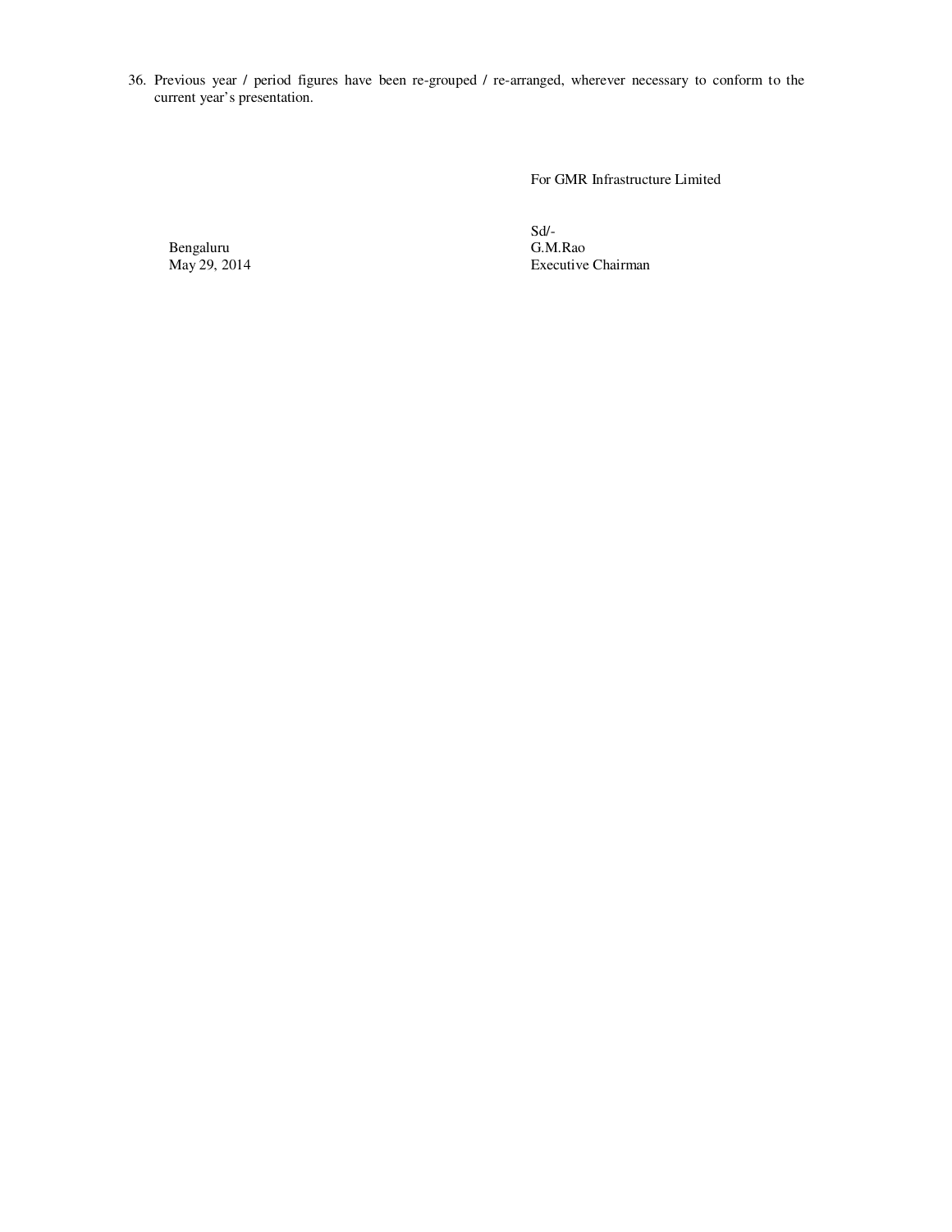36. Previous year / period figures have been re-grouped / re-arranged, wherever necessary to conform to the current year's presentation.

For GMR Infrastructure Limited

Sd/-
G.M.Rao
Executive Chairman

Bengaluru
May 29, 2014